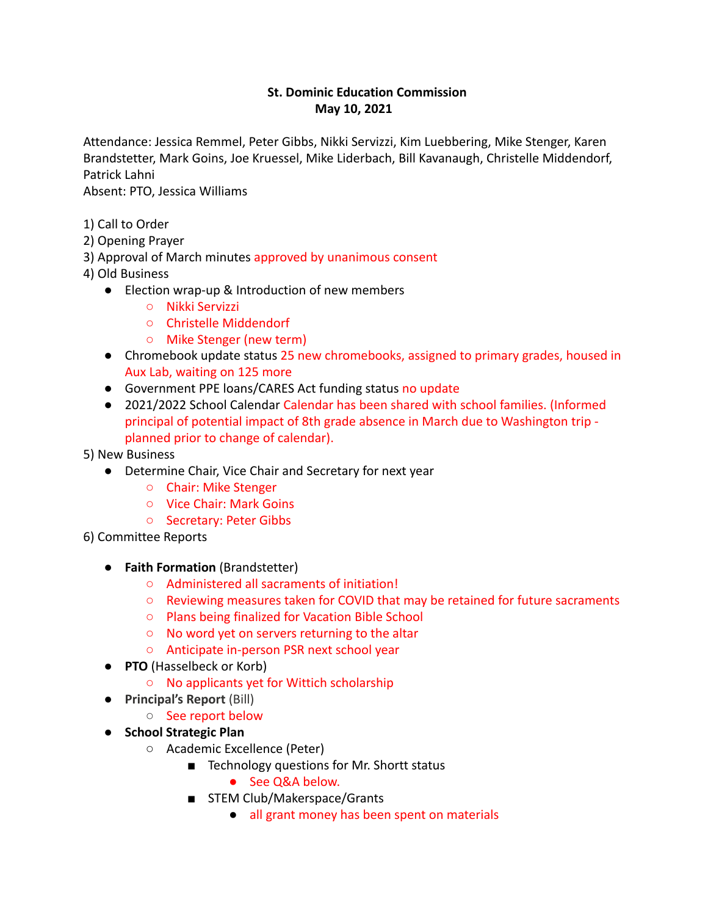**St. Dominic Education Commission**
**May 10, 2021**

Attendance: Jessica Remmel, Peter Gibbs, Nikki Servizzi, Kim Luebbering, Mike Stenger, Karen Brandstetter, Mark Goins, Joe Kruessel, Mike Liderbach, Bill Kavanaugh, Christelle Middendorf, Patrick Lahni
Absent: PTO, Jessica Williams

1) Call to Order
2) Opening Prayer
3) Approval of March minutes approved by unanimous consent
4) Old Business
   - Election wrap-up & Introduction of new members
     - Nikki Servizzi
     - Christelle Middendorf
     - Mike Stenger (new term)
   - Chromebook update status 25 new chromebooks, assigned to primary grades, housed in Aux Lab, waiting on 125 more
   - Government PPE loans/CARES Act funding status no update
   - 2021/2022 School Calendar Calendar has been shared with school families. (Informed principal of potential impact of 8th grade absence in March due to Washington trip - planned prior to change of calendar).
5) New Business
   - Determine Chair, Vice Chair and Secretary for next year
     - Chair: Mike Stenger
     - Vice Chair: Mark Goins
     - Secretary: Peter Gibbs
6) Committee Reports
   - **Faith Formation** (Brandstetter)
     - Administered all sacraments of initiation!
     - Reviewing measures taken for COVID that may be retained for future sacraments
     - Plans being finalized for Vacation Bible School
     - No word yet on servers returning to the altar
     - Anticipate in-person PSR next school year
   - **PTO** (Hasselbeck or Korb)
     - No applicants yet for Wittich scholarship
   - **Principal's Report** (Bill)
     - See report below
   - **School Strategic Plan**
     - Academic Excellence (Peter)
       - Technology questions for Mr. Shortt status
         - See Q&A below.
       - STEM Club/Makerspace/Grants
         - all grant money has been spent on materials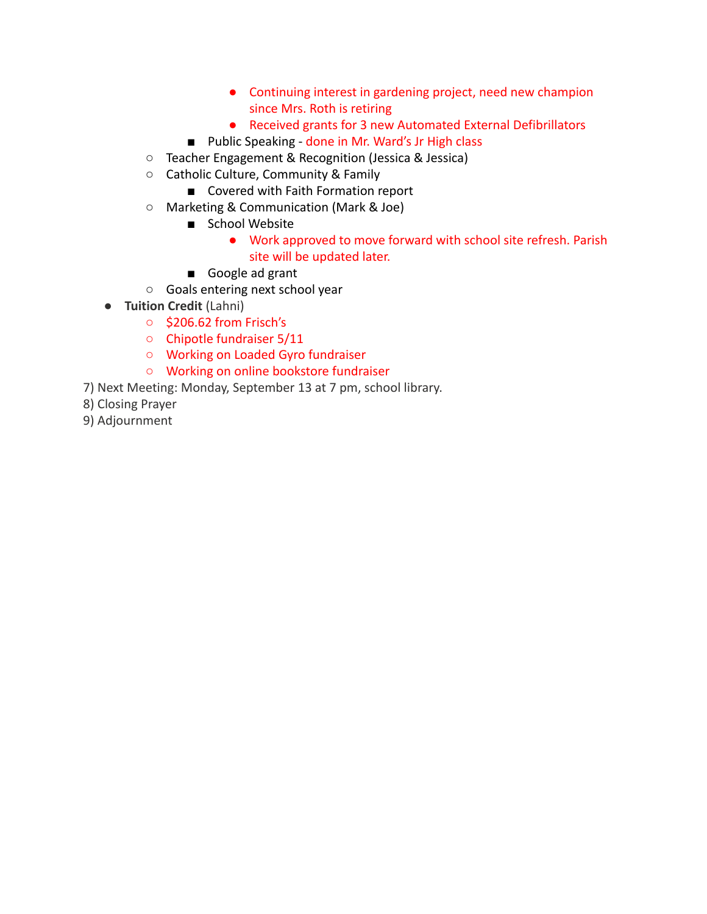- Continuing interest in gardening project, need new champion since Mrs. Roth is retiring
            - Received grants for 3 new Automated External Defibrillators
        - Public Speaking - done in Mr. Ward's Jr High class
    - Teacher Engagement & Recognition (Jessica & Jessica)
    - Catholic Culture, Community & Family
        - Covered with Faith Formation report
    - Marketing & Communication (Mark & Joe)
        - School Website
            - Work approved to move forward with school site refresh. Parish site will be updated later.
        - Google ad grant
    - Goals entering next school year
- **Tuition Credit** (Lahni)
    - $206.62 from Frisch's
    - Chipotle fundraiser 5/11
    - Working on Loaded Gyro fundraiser
    - Working on online bookstore fundraiser

7) Next Meeting: Monday, September 13 at 7 pm, school library.

8) Closing Prayer

9) Adjournment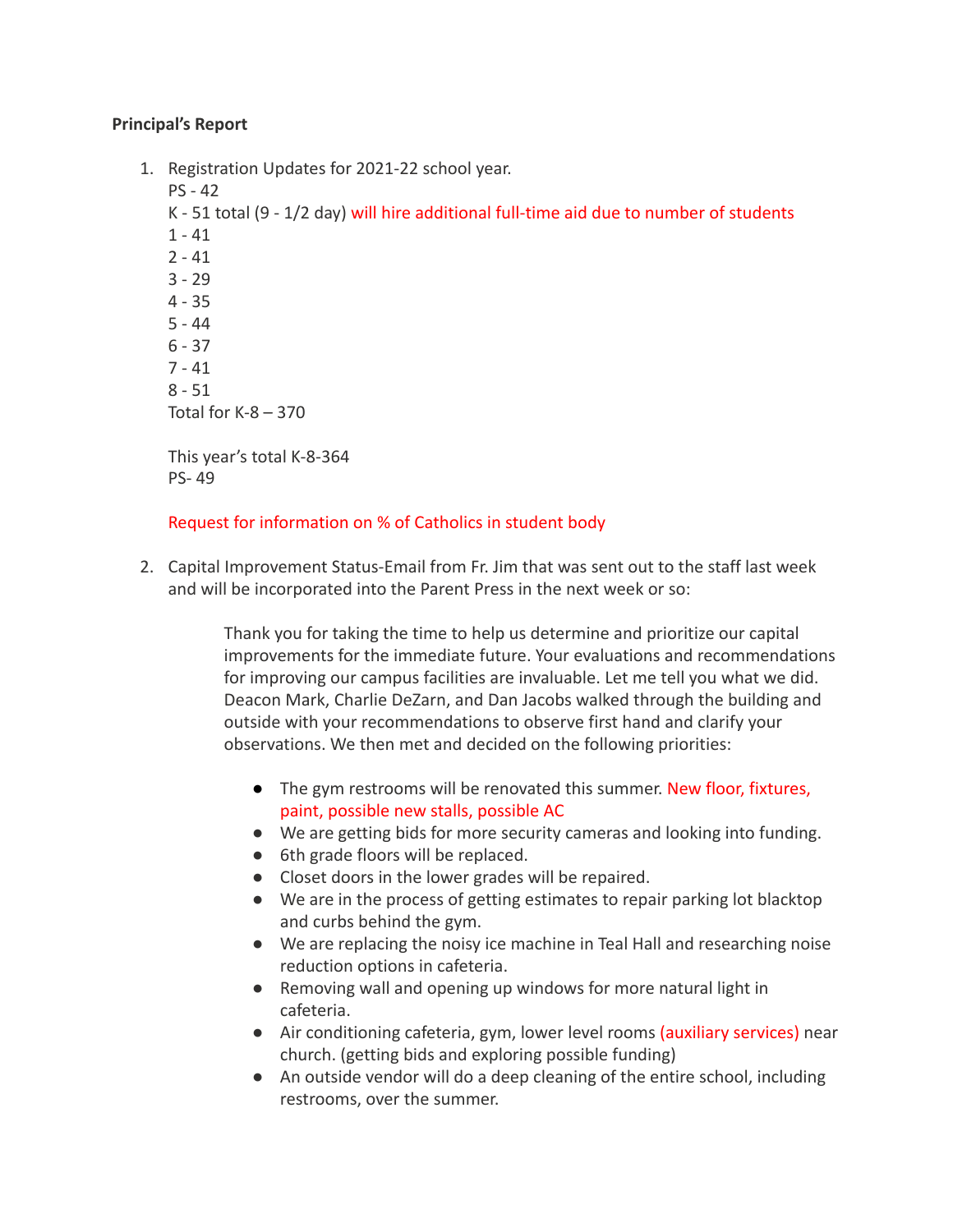**Principal's Report**

1. Registration Updates for 2021-22 school year.
   PS - 42
   K - 51 total (9 - 1/2 day) will hire additional full-time aid due to number of students
   1 - 41
   2 - 41
   3 - 29
   4 - 35
   5 - 44
   6 - 37
   7 - 41
   8 - 51
   Total for K-8 – 370

   This year's total K-8-364
   PS- 49

   Request for information on % of Catholics in student body

2. Capital Improvement Status-Email from Fr. Jim that was sent out to the staff last week and will be incorporated into the Parent Press in the next week or so:

   > Thank you for taking the time to help us determine and prioritize our capital improvements for the immediate future. Your evaluations and recommendations for improving our campus facilities are invaluable. Let me tell you what we did. Deacon Mark, Charlie DeZarn, and Dan Jacobs walked through the building and outside with your recommendations to observe first hand and clarify your observations. We then met and decided on the following priorities:
   >
   > - The gym restrooms will be renovated this summer. New floor, fixtures, paint, possible new stalls, possible AC
   > - We are getting bids for more security cameras and looking into funding.
   > - 6th grade floors will be replaced.
   > - Closet doors in the lower grades will be repaired.
   > - We are in the process of getting estimates to repair parking lot blacktop and curbs behind the gym.
   > - We are replacing the noisy ice machine in Teal Hall and researching noise reduction options in cafeteria.
   > - Removing wall and opening up windows for more natural light in cafeteria.
   > - Air conditioning cafeteria, gym, lower level rooms (auxiliary services) near church. (getting bids and exploring possible funding)
   > - An outside vendor will do a deep cleaning of the entire school, including restrooms, over the summer.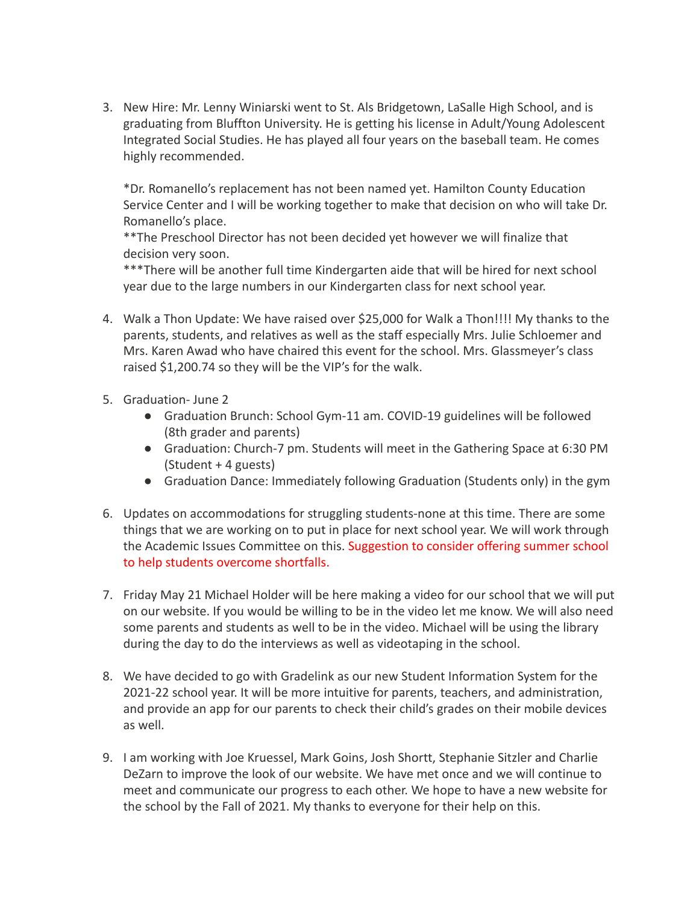3. New Hire: Mr. Lenny Winiarski went to St. Als Bridgetown, LaSalle High School, and is graduating from Bluffton University. He is getting his license in Adult/Young Adolescent Integrated Social Studies. He has played all four years on the baseball team. He comes highly recommended.

   *Dr. Romanello's replacement has not been named yet. Hamilton County Education Service Center and I will be working together to make that decision on who will take Dr. Romanello's place.
   **The Preschool Director has not been decided yet however we will finalize that decision very soon.
   ***There will be another full time Kindergarten aide that will be hired for next school year due to the large numbers in our Kindergarten class for next school year.

4. Walk a Thon Update: We have raised over $25,000 for Walk a Thon!!!! My thanks to the parents, students, and relatives as well as the staff especially Mrs. Julie Schloemer and Mrs. Karen Awad who have chaired this event for the school. Mrs. Glassmeyer's class raised $1,200.74 so they will be the VIP's for the walk.

5. Graduation- June 2
   - Graduation Brunch: School Gym-11 am. COVID-19 guidelines will be followed (8th grader and parents)
   - Graduation: Church-7 pm. Students will meet in the Gathering Space at 6:30 PM (Student + 4 guests)
   - Graduation Dance: Immediately following Graduation (Students only) in the gym

6. Updates on accommodations for struggling students-none at this time. There are some things that we are working on to put in place for next school year. We will work through the Academic Issues Committee on this. Suggestion to consider offering summer school to help students overcome shortfalls.

7. Friday May 21 Michael Holder will be here making a video for our school that we will put on our website. If you would be willing to be in the video let me know. We will also need some parents and students as well to be in the video. Michael will be using the library during the day to do the interviews as well as videotaping in the school.

8. We have decided to go with Gradelink as our new Student Information System for the 2021-22 school year. It will be more intuitive for parents, teachers, and administration, and provide an app for our parents to check their child's grades on their mobile devices as well.

9. I am working with Joe Kruessel, Mark Goins, Josh Shortt, Stephanie Sitzler and Charlie DeZarn to improve the look of our website. We have met once and we will continue to meet and communicate our progress to each other. We hope to have a new website for the school by the Fall of 2021. My thanks to everyone for their help on this.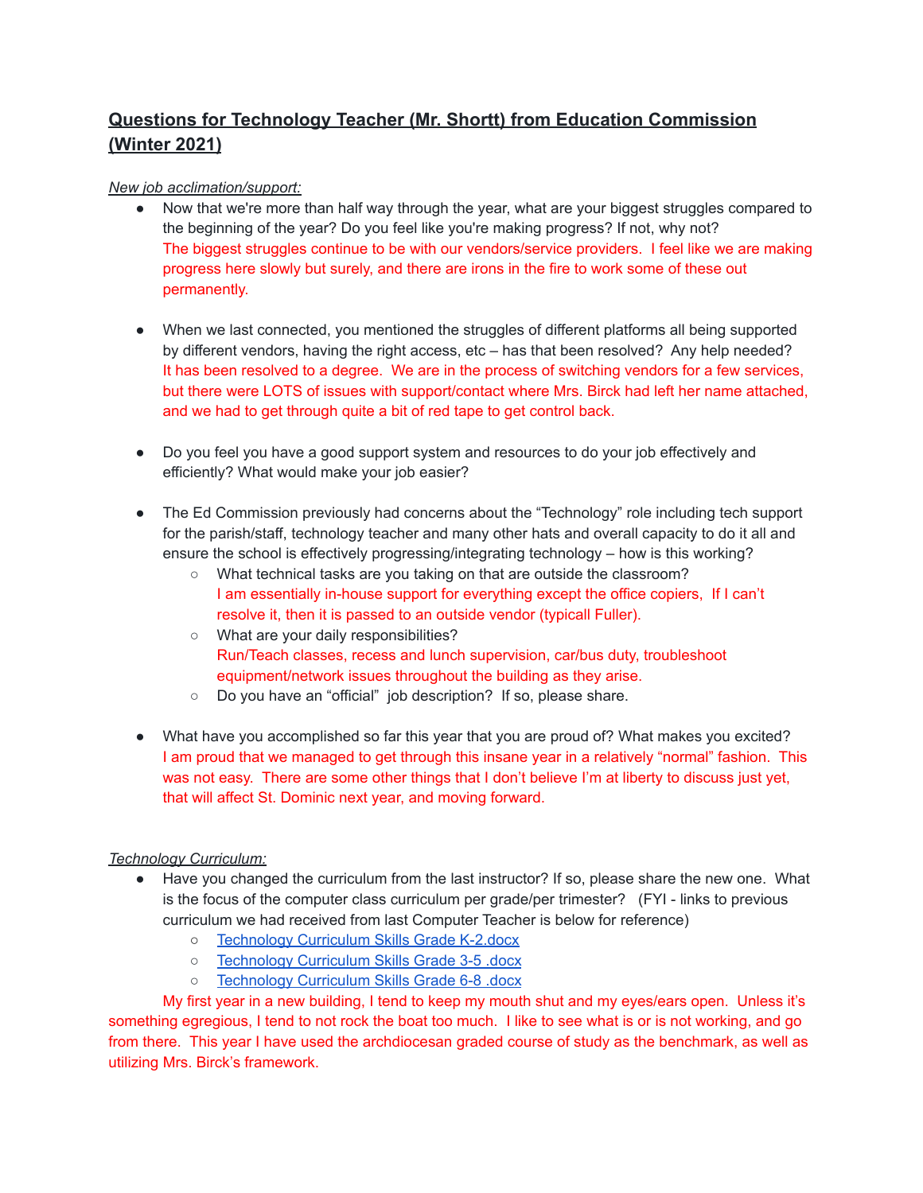## **Questions for Technology Teacher (Mr. Shortt) from Education Commission (Winter 2021)**

*New job acclimation/support:*

- Now that we're more than half way through the year, what are your biggest struggles compared to the beginning of the year? Do you feel like you're making progress? If not, why not?
  The biggest struggles continue to be with our vendors/service providers. I feel like we are making progress here slowly but surely, and there are irons in the fire to work some of these out permanently.

- When we last connected, you mentioned the struggles of different platforms all being supported by different vendors, having the right access, etc – has that been resolved? Any help needed?
  It has been resolved to a degree. We are in the process of switching vendors for a few services, but there were LOTS of issues with support/contact where Mrs. Birck had left her name attached, and we had to get through quite a bit of red tape to get control back.

- Do you feel you have a good support system and resources to do your job effectively and efficiently? What would make your job easier?

- The Ed Commission previously had concerns about the "Technology" role including tech support for the parish/staff, technology teacher and many other hats and overall capacity to do it all and ensure the school is effectively progressing/integrating technology – how is this working?
  - What technical tasks are you taking on that are outside the classroom?
    I am essentially in-house support for everything except the office copiers, If I can't resolve it, then it is passed to an outside vendor (typicall Fuller).
  - What are your daily responsibilities?
    Run/Teach classes, recess and lunch supervision, car/bus duty, troubleshoot equipment/network issues throughout the building as they arise.
  - Do you have an "official" job description? If so, please share.

- What have you accomplished so far this year that you are proud of? What makes you excited?
  I am proud that we managed to get through this insane year in a relatively "normal" fashion. This was not easy. There are some other things that I don't believe I'm at liberty to discuss just yet, that will affect St. Dominic next year, and moving forward.

*Technology Curriculum:*

- Have you changed the curriculum from the last instructor? If so, please share the new one. What is the focus of the computer class curriculum per grade/per trimester? (FYI - links to previous curriculum we had received from last Computer Teacher is below for reference)
  - Technology Curriculum Skills Grade K-2.docx
  - Technology Curriculum Skills Grade 3-5 .docx
  - Technology Curriculum Skills Grade 6-8 .docx

My first year in a new building, I tend to keep my mouth shut and my eyes/ears open. Unless it's something egregious, I tend to not rock the boat too much. I like to see what is or is not working, and go from there. This year I have used the archdiocesan graded course of study as the benchmark, as well as utilizing Mrs. Birck's framework.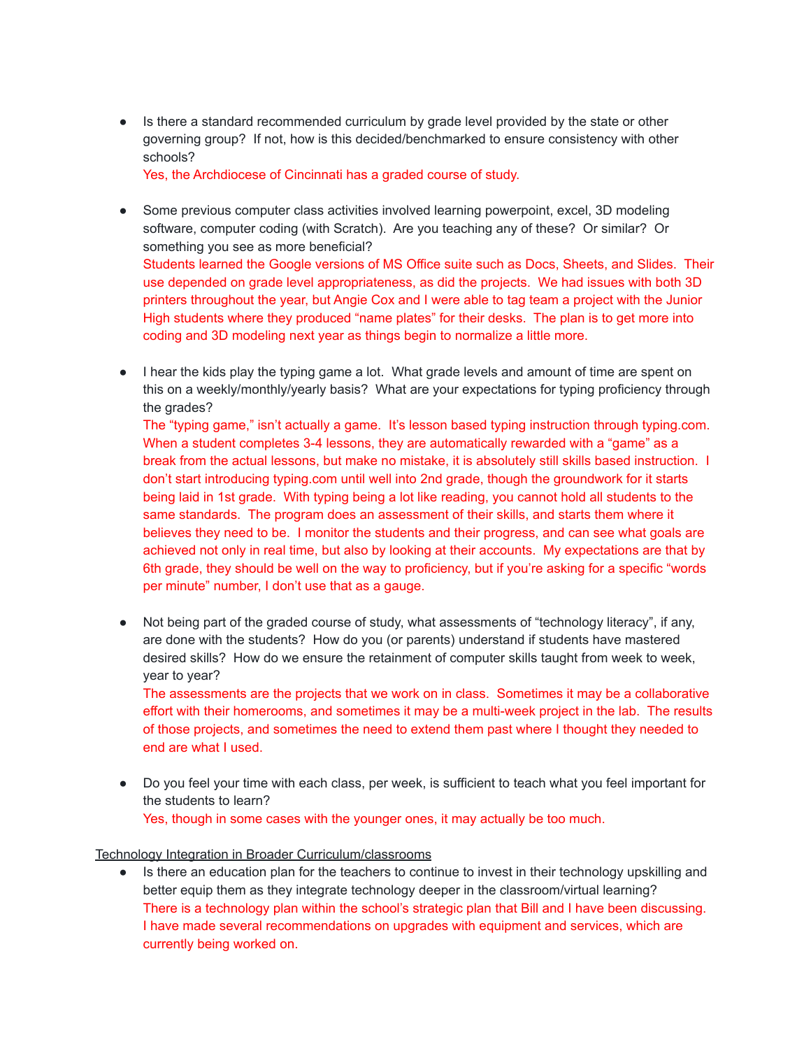- Is there a standard recommended curriculum by grade level provided by the state or other governing group? If not, how is this decided/benchmarked to ensure consistency with other schools?
  Yes, the Archdiocese of Cincinnati has a graded course of study.

- Some previous computer class activities involved learning powerpoint, excel, 3D modeling software, computer coding (with Scratch). Are you teaching any of these? Or similar? Or something you see as more beneficial?
  Students learned the Google versions of MS Office suite such as Docs, Sheets, and Slides. Their use depended on grade level appropriateness, as did the projects. We had issues with both 3D printers throughout the year, but Angie Cox and I were able to tag team a project with the Junior High students where they produced "name plates" for their desks. The plan is to get more into coding and 3D modeling next year as things begin to normalize a little more.

- I hear the kids play the typing game a lot. What grade levels and amount of time are spent on this on a weekly/monthly/yearly basis? What are your expectations for typing proficiency through the grades?
  The "typing game," isn't actually a game. It's lesson based typing instruction through typing.com. When a student completes 3-4 lessons, they are automatically rewarded with a "game" as a break from the actual lessons, but make no mistake, it is absolutely still skills based instruction. I don't start introducing typing.com until well into 2nd grade, though the groundwork for it starts being laid in 1st grade. With typing being a lot like reading, you cannot hold all students to the same standards. The program does an assessment of their skills, and starts them where it believes they need to be. I monitor the students and their progress, and can see what goals are achieved not only in real time, but also by looking at their accounts. My expectations are that by 6th grade, they should be well on the way to proficiency, but if you're asking for a specific "words per minute" number, I don't use that as a gauge.

- Not being part of the graded course of study, what assessments of "technology literacy", if any, are done with the students? How do you (or parents) understand if students have mastered desired skills? How do we ensure the retainment of computer skills taught from week to week, year to year?
  The assessments are the projects that we work on in class. Sometimes it may be a collaborative effort with their homerooms, and sometimes it may be a multi-week project in the lab. The results of those projects, and sometimes the need to extend them past where I thought they needed to end are what I used.

- Do you feel your time with each class, per week, is sufficient to teach what you feel important for the students to learn?
  Yes, though in some cases with the younger ones, it may actually be too much.

<u>Technology Integration in Broader Curriculum/classrooms</u>

- Is there an education plan for the teachers to continue to invest in their technology upskilling and better equip them as they integrate technology deeper in the classroom/virtual learning?
  There is a technology plan within the school's strategic plan that Bill and I have been discussing. I have made several recommendations on upgrades with equipment and services, which are currently being worked on.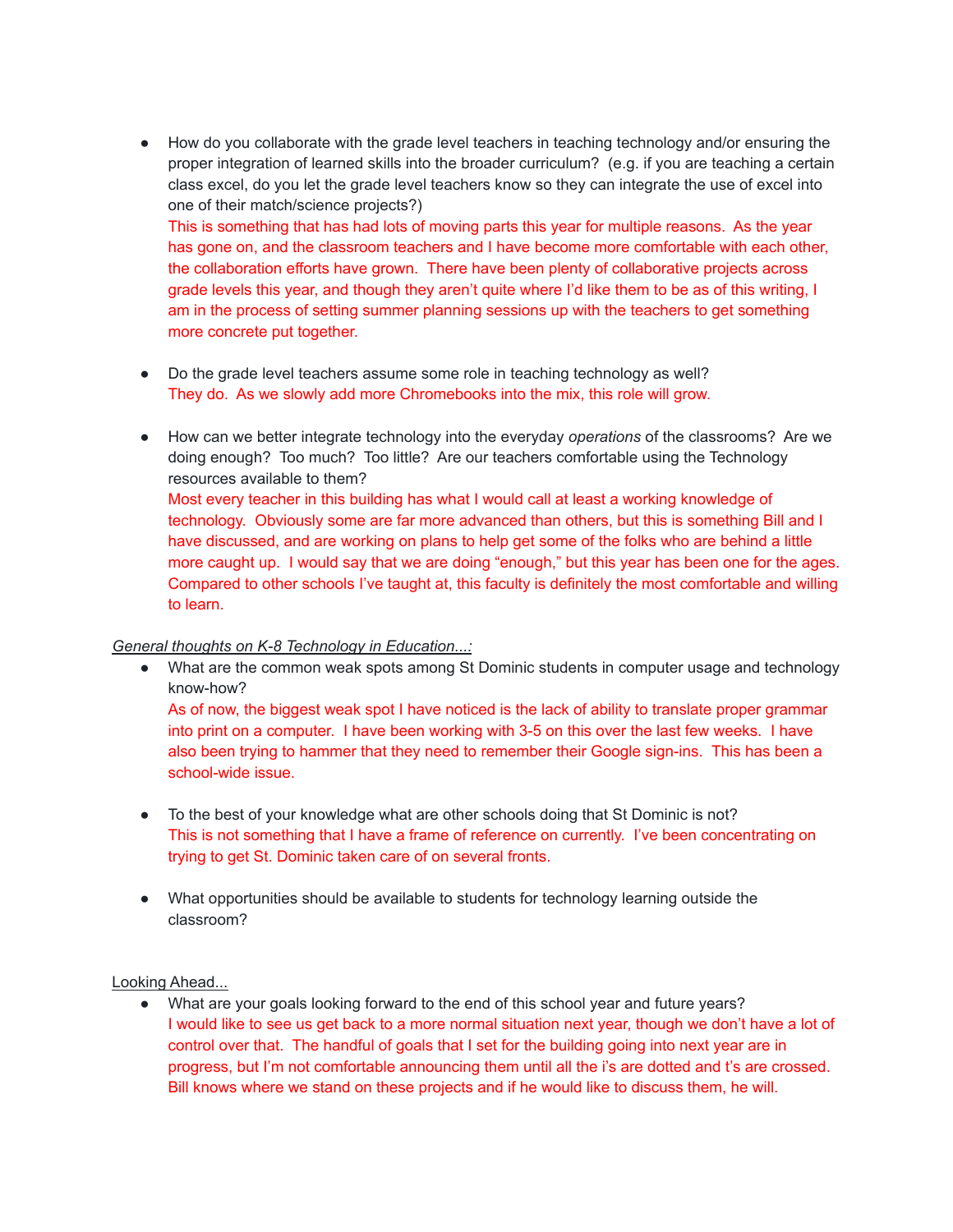- How do you collaborate with the grade level teachers in teaching technology and/or ensuring the proper integration of learned skills into the broader curriculum? (e.g. if you are teaching a certain class excel, do you let the grade level teachers know so they can integrate the use of excel into one of their match/science projects?)
  This is something that has had lots of moving parts this year for multiple reasons. As the year has gone on, and the classroom teachers and I have become more comfortable with each other, the collaboration efforts have grown. There have been plenty of collaborative projects across grade levels this year, and though they aren't quite where I'd like them to be as of this writing, I am in the process of setting summer planning sessions up with the teachers to get something more concrete put together.

- Do the grade level teachers assume some role in teaching technology as well?
  They do. As we slowly add more Chromebooks into the mix, this role will grow.

- How can we better integrate technology into the everyday *operations* of the classrooms? Are we doing enough? Too much? Too little? Are our teachers comfortable using the Technology resources available to them?
  Most every teacher in this building has what I would call at least a working knowledge of technology. Obviously some are far more advanced than others, but this is something Bill and I have discussed, and are working on plans to help get some of the folks who are behind a little more caught up. I would say that we are doing "enough," but this year has been one for the ages. Compared to other schools I've taught at, this faculty is definitely the most comfortable and willing to learn.

*General thoughts on K-8 Technology in Education...:*

- What are the common weak spots among St Dominic students in computer usage and technology know-how?
  As of now, the biggest weak spot I have noticed is the lack of ability to translate proper grammar into print on a computer. I have been working with 3-5 on this over the last few weeks. I have also been trying to hammer that they need to remember their Google sign-ins. This has been a school-wide issue.

- To the best of your knowledge what are other schools doing that St Dominic is not?
  This is not something that I have a frame of reference on currently. I've been concentrating on trying to get St. Dominic taken care of on several fronts.

- What opportunities should be available to students for technology learning outside the classroom?

Looking Ahead...

- What are your goals looking forward to the end of this school year and future years?
  I would like to see us get back to a more normal situation next year, though we don't have a lot of control over that. The handful of goals that I set for the building going into next year are in progress, but I'm not comfortable announcing them until all the i's are dotted and t's are crossed. Bill knows where we stand on these projects and if he would like to discuss them, he will.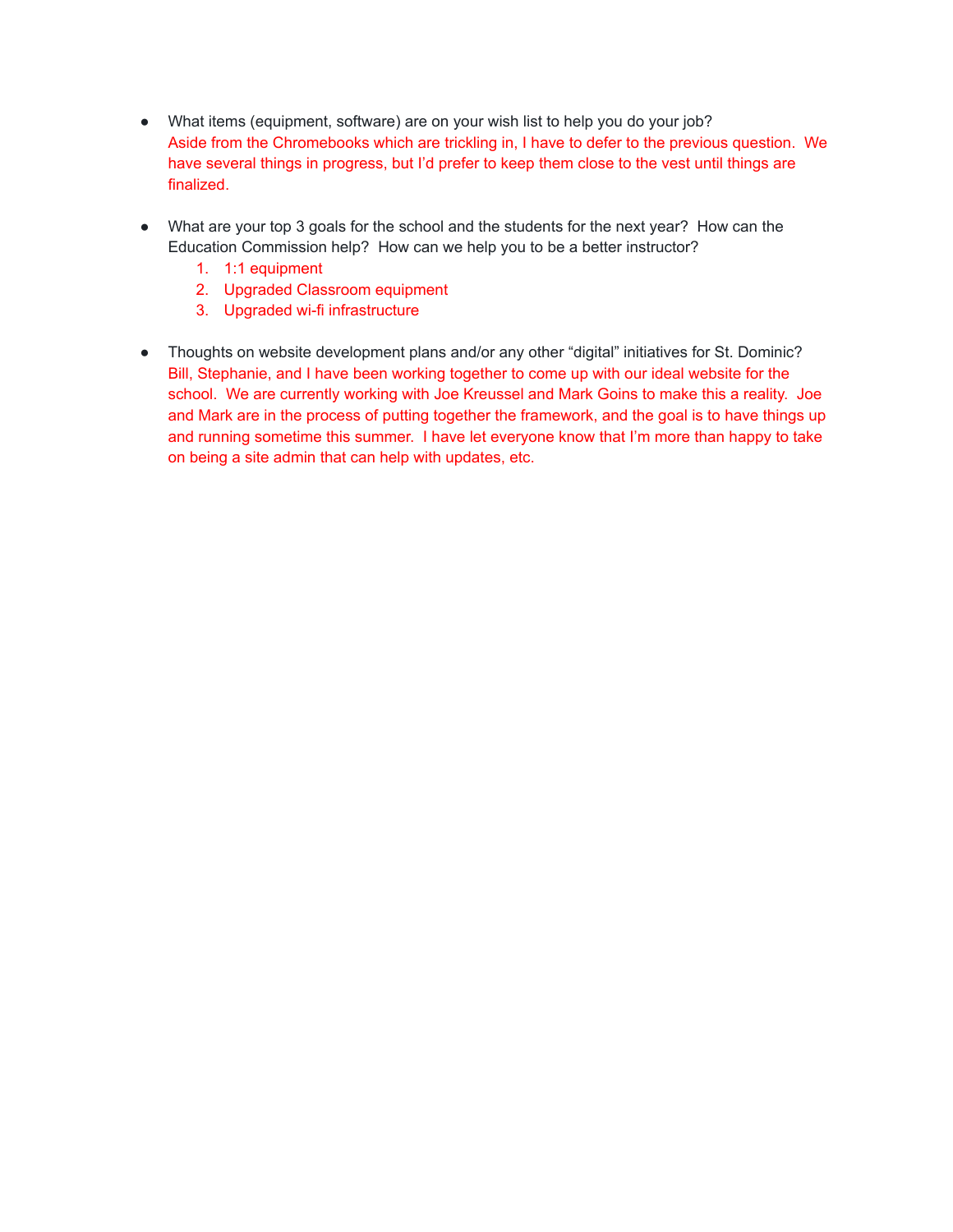- What items (equipment, software) are on your wish list to help you do your job?
  Aside from the Chromebooks which are trickling in, I have to defer to the previous question. We have several things in progress, but I'd prefer to keep them close to the vest until things are finalized.

- What are your top 3 goals for the school and the students for the next year? How can the Education Commission help? How can we help you to be a better instructor?
  1. 1:1 equipment
  2. Upgraded Classroom equipment
  3. Upgraded wi-fi infrastructure

- Thoughts on website development plans and/or any other "digital" initiatives for St. Dominic?
  Bill, Stephanie, and I have been working together to come up with our ideal website for the school. We are currently working with Joe Kreussel and Mark Goins to make this a reality. Joe and Mark are in the process of putting together the framework, and the goal is to have things up and running sometime this summer. I have let everyone know that I'm more than happy to take on being a site admin that can help with updates, etc.